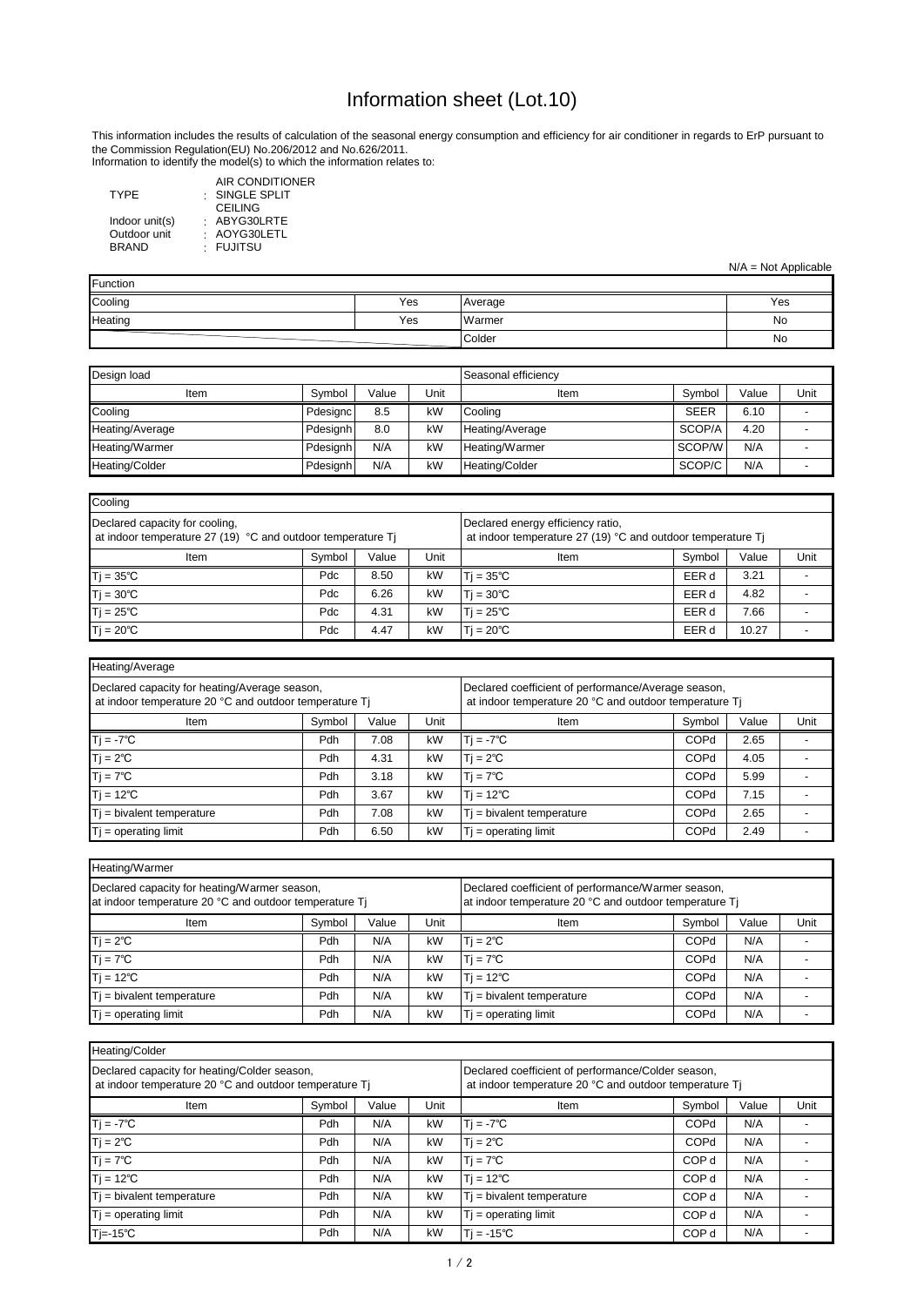# Information sheet (Lot.10)

This information includes the results of calculation of the seasonal energy consumption and efficiency for air conditioner in regards to ErP pursuant to the Commission Regulation(EU) No.206/2012 and No.626/2011.
Information to identify the model(s) to which the information relates to:

| | | |
|---|---|---|
| TYPE | : | AIR CONDITIONER SINGLE SPLIT CEILING |
| Indoor unit(s) | : | ABYG30LRTE |
| Outdoor unit | : | AOYG30LETL |
| BRAND | : | FUJITSU |

N/A = Not Applicable

| Function | | | |
|---|---|---|---|
| Cooling | Yes | Average | Yes |
| Heating | Yes | Warmer | No |
| | | Colder | No |

| Design load | | | | Seasonal efficiency | | | |
|---|---|---|---|---|---|---|---|
| Item | Symbol | Value | Unit | Item | Symbol | Value | Unit |
| Cooling | Pdesignc | 8.5 | kW | Cooling | SEER | 6.10 | - |
| Heating/Average | Pdesignh | 8.0 | kW | Heating/Average | SCOP/A | 4.20 | - |
| Heating/Warmer | Pdesignh | N/A | kW | Heating/Warmer | SCOP/W | N/A | - |
| Heating/Colder | Pdesignh | N/A | kW | Heating/Colder | SCOP/C | N/A | - |

**Cooling**

| Declared capacity for cooling, at indoor temperature 27 (19) °C and outdoor temperature Tj | | | | Declared energy efficiency ratio, at indoor temperature 27 (19) °C and outdoor temperature Tj | | | |
|---|---|---|---|---|---|---|---|
| Item | Symbol | Value | Unit | Item | Symbol | Value | Unit |
| Tj = 35℃ | Pdc | 8.50 | kW | Tj = 35℃ | EER d | 3.21 | - |
| Tj = 30℃ | Pdc | 6.26 | kW | Tj = 30℃ | EER d | 4.82 | - |
| Tj = 25℃ | Pdc | 4.31 | kW | Tj = 25℃ | EER d | 7.66 | - |
| Tj = 20℃ | Pdc | 4.47 | kW | Tj = 20℃ | EER d | 10.27 | - |

**Heating/Average**

| Declared capacity for heating/Average season, at indoor temperature 20 °C and outdoor temperature Tj | | | | Declared coefficient of performance/Average season, at indoor temperature 20 °C and outdoor temperature Tj | | | |
|---|---|---|---|---|---|---|---|
| Item | Symbol | Value | Unit | Item | Symbol | Value | Unit |
| Tj = -7℃ | Pdh | 7.08 | kW | Tj = -7℃ | COPd | 2.65 | - |
| Tj = 2℃ | Pdh | 4.31 | kW | Tj = 2℃ | COPd | 4.05 | - |
| Tj = 7℃ | Pdh | 3.18 | kW | Tj = 7℃ | COPd | 5.99 | - |
| Tj = 12℃ | Pdh | 3.67 | kW | Tj = 12℃ | COPd | 7.15 | - |
| Tj = bivalent temperature | Pdh | 7.08 | kW | Tj = bivalent temperature | COPd | 2.65 | - |
| Tj = operating limit | Pdh | 6.50 | kW | Tj = operating limit | COPd | 2.49 | - |

**Heating/Warmer**

| Declared capacity for heating/Warmer season, at indoor temperature 20 °C and outdoor temperature Tj | | | | Declared coefficient of performance/Warmer season, at indoor temperature 20 °C and outdoor temperature Tj | | | |
|---|---|---|---|---|---|---|---|
| Item | Symbol | Value | Unit | Item | Symbol | Value | Unit |
| Tj = 2℃ | Pdh | N/A | kW | Tj = 2℃ | COPd | N/A | - |
| Tj = 7℃ | Pdh | N/A | kW | Tj = 7℃ | COPd | N/A | - |
| Tj = 12℃ | Pdh | N/A | kW | Tj = 12℃ | COPd | N/A | - |
| Tj = bivalent temperature | Pdh | N/A | kW | Tj = bivalent temperature | COPd | N/A | - |
| Tj = operating limit | Pdh | N/A | kW | Tj = operating limit | COPd | N/A | - |

**Heating/Colder**

| Declared capacity for heating/Colder season, at indoor temperature 20 °C and outdoor temperature Tj | | | | Declared coefficient of performance/Colder season, at indoor temperature 20 °C and outdoor temperature Tj | | | |
|---|---|---|---|---|---|---|---|
| Item | Symbol | Value | Unit | Item | Symbol | Value | Unit |
| Tj = -7℃ | Pdh | N/A | kW | Tj = -7℃ | COPd | N/A | - |
| Tj = 2℃ | Pdh | N/A | kW | Tj = 2℃ | COPd | N/A | - |
| Tj = 7℃ | Pdh | N/A | kW | Tj = 7℃ | COP d | N/A | - |
| Tj = 12℃ | Pdh | N/A | kW | Tj = 12℃ | COP d | N/A | - |
| Tj = bivalent temperature | Pdh | N/A | kW | Tj = bivalent temperature | COP d | N/A | - |
| Tj = operating limit | Pdh | N/A | kW | Tj = operating limit | COP d | N/A | - |
| Tj=-15℃ | Pdh | N/A | kW | Tj = -15℃ | COP d | N/A | - |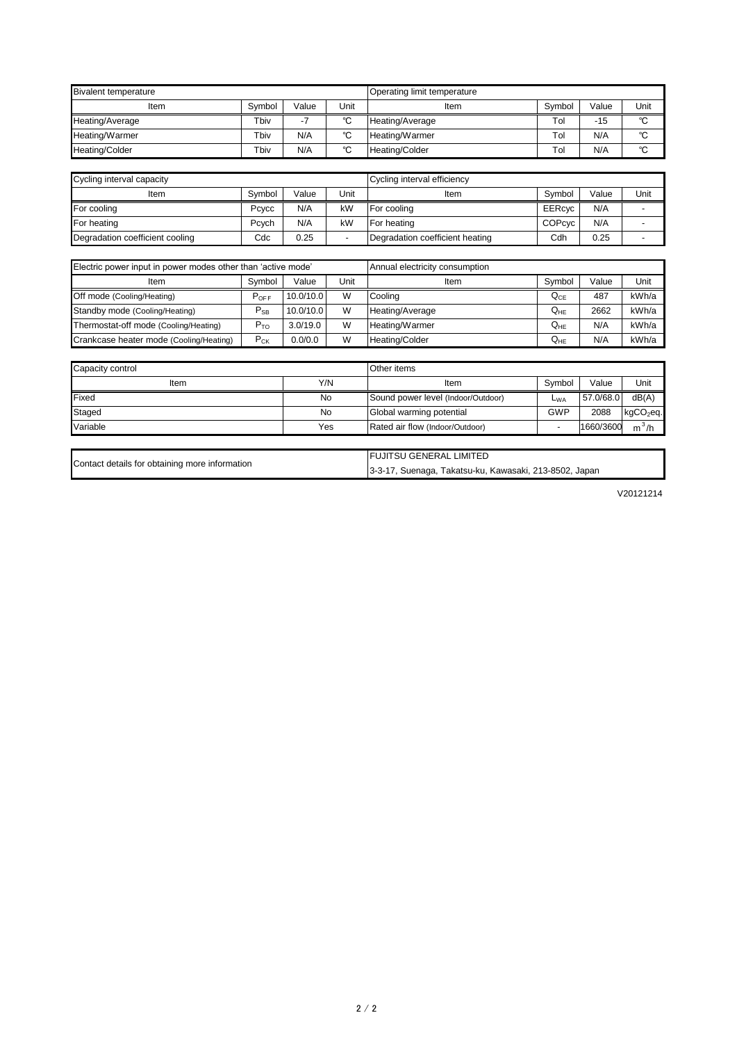| Bivalent temperature | | | | Operating limit temperature | | | |
|---|---|---|---|---|---|---|---|
| Item | Symbol | Value | Unit | Item | Symbol | Value | Unit |
| Heating/Average | Tbiv | -7 | ℃ | Heating/Average | Tol | -15 | ℃ |
| Heating/Warmer | Tbiv | N/A | ℃ | Heating/Warmer | Tol | N/A | ℃ |
| Heating/Colder | Tbiv | N/A | ℃ | Heating/Colder | Tol | N/A | ℃ |

| Cycling interval capacity | | | | Cycling interval efficiency | | | |
|---|---|---|---|---|---|---|---|
| Item | Symbol | Value | Unit | Item | Symbol | Value | Unit |
| For cooling | Pcycc | N/A | kW | For cooling | EERcyc | N/A | - |
| For heating | Pcych | N/A | kW | For heating | COPcyc | N/A | - |
| Degradation coefficient cooling | Cdc | 0.25 | - | Degradation coefficient heating | Cdh | 0.25 | - |

| Electric power input in power modes other than 'active mode' | | | | Annual electricity consumption | | | |
|---|---|---|---|---|---|---|---|
| Item | Symbol | Value | Unit | Item | Symbol | Value | Unit |
| Off mode (Cooling/Heating) | $P_{OFF}$ | 10.0/10.0 | W | Cooling | $Q_{CE}$ | 487 | kWh/a |
| Standby mode (Cooling/Heating) | $P_{SB}$ | 10.0/10.0 | W | Heating/Average | $Q_{HE}$ | 2662 | kWh/a |
| Thermostat-off mode (Cooling/Heating) | $P_{TO}$ | 3.0/19.0 | W | Heating/Warmer | $Q_{HE}$ | N/A | kWh/a |
| Crankcase heater mode (Cooling/Heating) | $P_{CK}$ | 0.0/0.0 | W | Heating/Colder | $Q_{HE}$ | N/A | kWh/a |

| Capacity control | | Other items | | | |
|---|---|---|---|---|---|
| Item | Y/N | Item | Symbol | Value | Unit |
| Fixed | No | Sound power level (Indoor/Outdoor) | $L_{WA}$ | 57.0/68.0 | dB(A) |
| Staged | No | Global warming potential | GWP | 2088 | $kgCO_2$eq. |
| Variable | Yes | Rated air flow (Indoor/Outdoor) | - | 1660/3600 | $m^3/h$ |

| | |
|---|---|
| Contact details for obtaining more information | FUJITSU GENERAL LIMITED<br>3-3-17, Suenaga, Takatsu-ku, Kawasaki, 213-8502, Japan |

V20121214